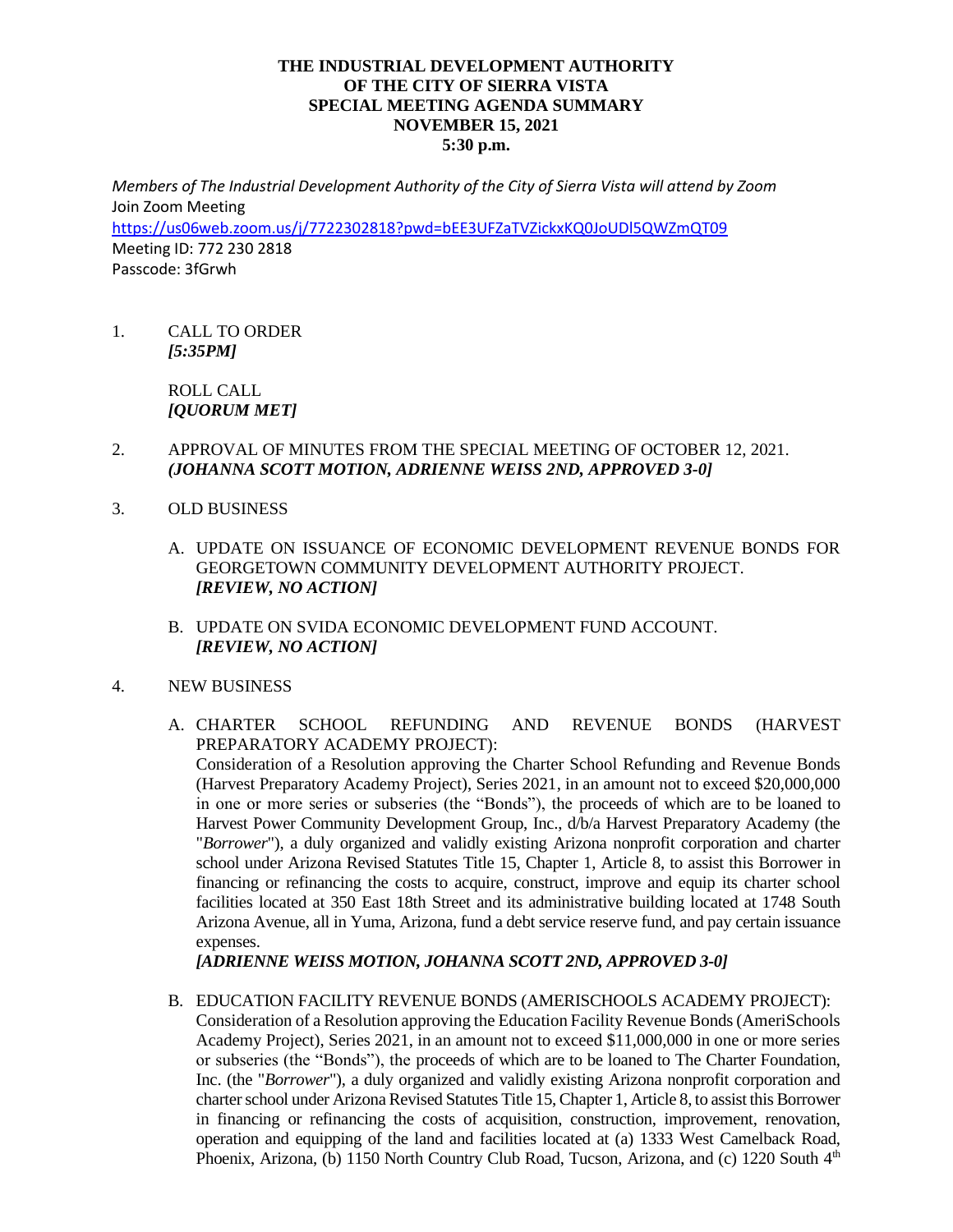**THE INDUSTRIAL DEVELOPMENT AUTHORITY**
**OF THE CITY OF SIERRA VISTA**
**SPECIAL MEETING AGENDA SUMMARY**
**NOVEMBER 15, 2021**
**5:30 p.m.**

*Members of The Industrial Development Authority of the City of Sierra Vista will attend by Zoom*
Join Zoom Meeting
https://us06web.zoom.us/j/7722302818?pwd=bEE3UFZaTVZickxKQ0JoUDl5QWZmQT09
Meeting ID: 772 230 2818
Passcode: 3fGrwh

1. CALL TO ORDER
   ***[5:35PM]***

   ROLL CALL
   ***[QUORUM MET]***

2. APPROVAL OF MINUTES FROM THE SPECIAL MEETING OF OCTOBER 12, 2021.
   ***(JOHANNA SCOTT MOTION, ADRIENNE WEISS 2ND, APPROVED 3-0]***

3. OLD BUSINESS

   A. UPDATE ON ISSUANCE OF ECONOMIC DEVELOPMENT REVENUE BONDS FOR GEORGETOWN COMMUNITY DEVELOPMENT AUTHORITY PROJECT.
   ***[REVIEW, NO ACTION]***

   B. UPDATE ON SVIDA ECONOMIC DEVELOPMENT FUND ACCOUNT.
   ***[REVIEW, NO ACTION]***

4. NEW BUSINESS

   A. CHARTER SCHOOL REFUNDING AND REVENUE BONDS (HARVEST PREPARATORY ACADEMY PROJECT):
   Consideration of a Resolution approving the Charter School Refunding and Revenue Bonds (Harvest Preparatory Academy Project), Series 2021, in an amount not to exceed $20,000,000 in one or more series or subseries (the "Bonds"), the proceeds of which are to be loaned to Harvest Power Community Development Group, Inc., d/b/a Harvest Preparatory Academy (the "*Borrower*"), a duly organized and validly existing Arizona nonprofit corporation and charter school under Arizona Revised Statutes Title 15, Chapter 1, Article 8, to assist this Borrower in financing or refinancing the costs to acquire, construct, improve and equip its charter school facilities located at 350 East 18th Street and its administrative building located at 1748 South Arizona Avenue, all in Yuma, Arizona, fund a debt service reserve fund, and pay certain issuance expenses.
   ***[ADRIENNE WEISS MOTION, JOHANNA SCOTT 2ND, APPROVED 3-0]***

   B. EDUCATION FACILITY REVENUE BONDS (AMERISCHOOLS ACADEMY PROJECT):
   Consideration of a Resolution approving the Education Facility Revenue Bonds (AmeriSchools Academy Project), Series 2021, in an amount not to exceed $11,000,000 in one or more series or subseries (the "Bonds"), the proceeds of which are to be loaned to The Charter Foundation, Inc. (the "*Borrower*"), a duly organized and validly existing Arizona nonprofit corporation and charter school under Arizona Revised Statutes Title 15, Chapter 1, Article 8, to assist this Borrower in financing or refinancing the costs of acquisition, construction, improvement, renovation, operation and equipping of the land and facilities located at (a) 1333 West Camelback Road, Phoenix, Arizona, (b) 1150 North Country Club Road, Tucson, Arizona, and (c) 1220 South 4th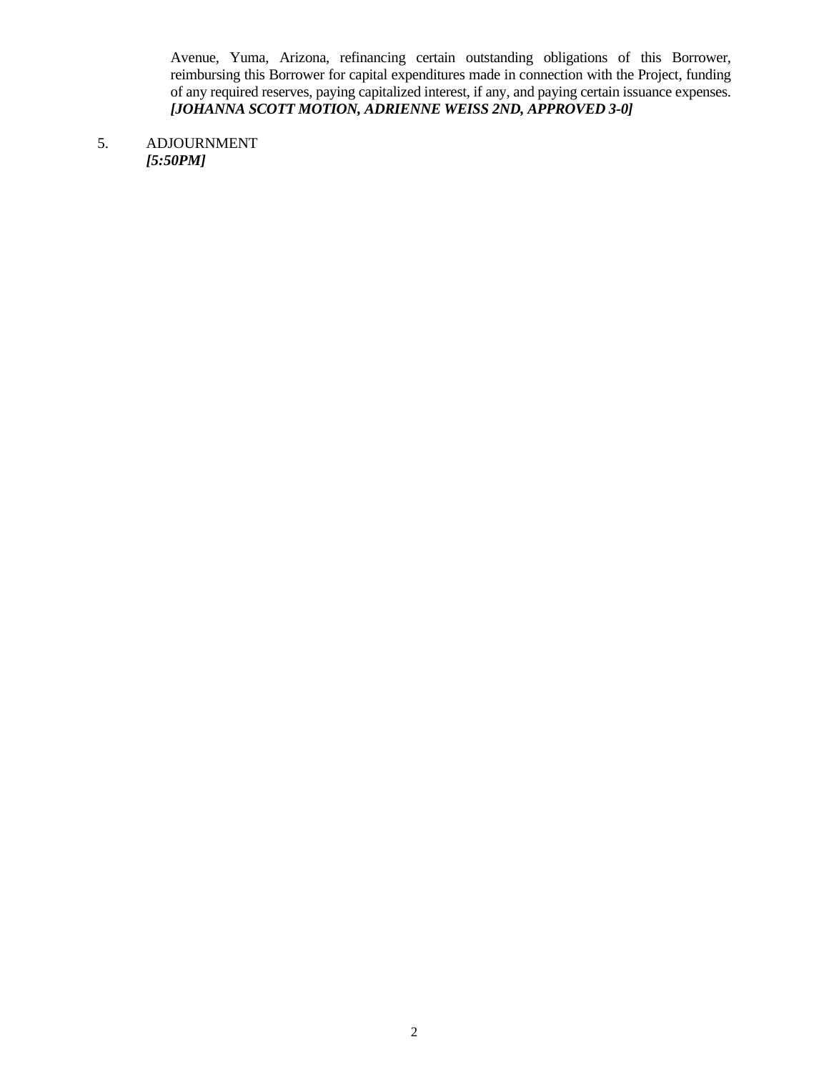Avenue, Yuma, Arizona, refinancing certain outstanding obligations of this Borrower, reimbursing this Borrower for capital expenditures made in connection with the Project, funding of any required reserves, paying capitalized interest, if any, and paying certain issuance expenses. ***[JOHANNA SCOTT MOTION, ADRIENNE WEISS 2ND, APPROVED 3-0]***

5. ADJOURNMENT
***[5:50PM]***